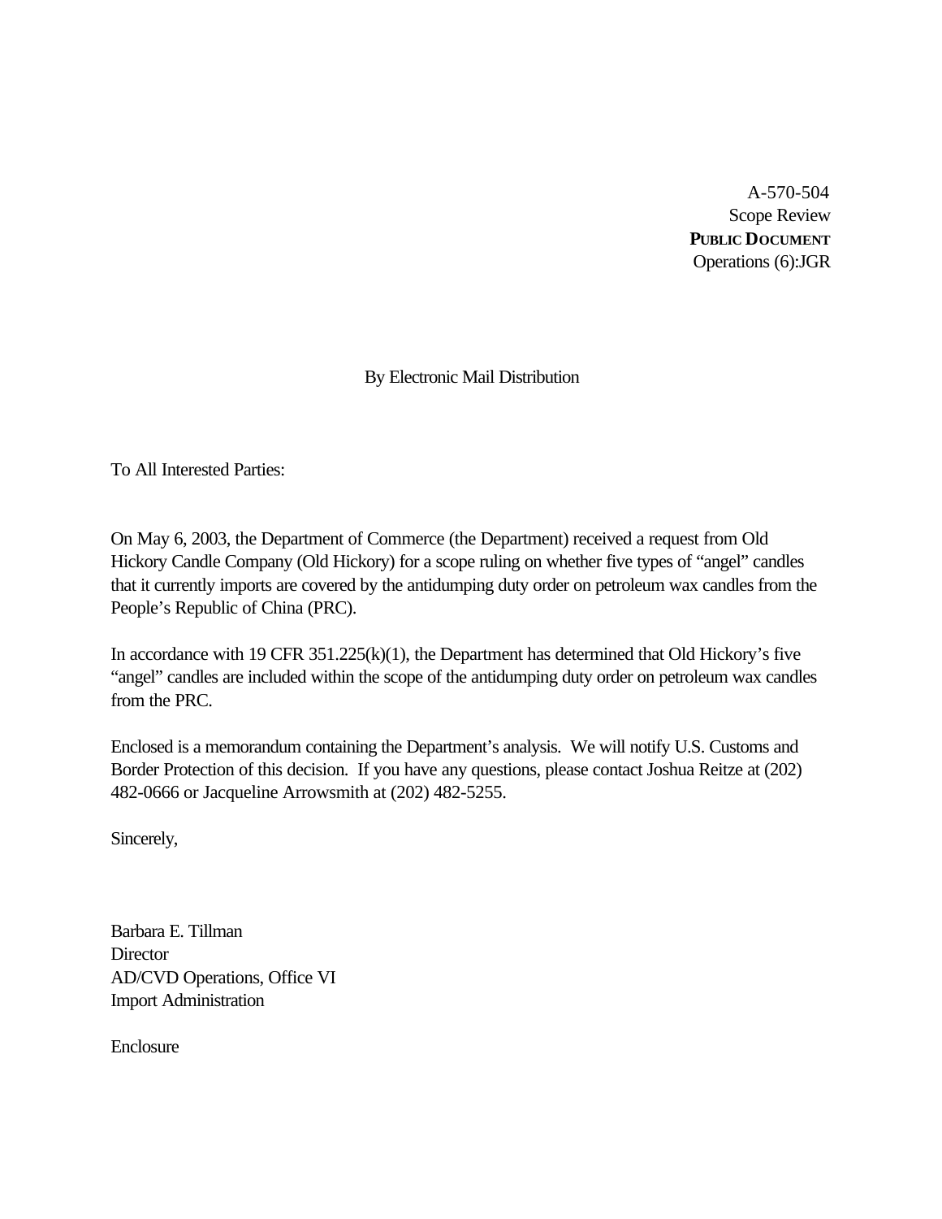A-570-504
Scope Review
**PUBLIC DOCUMENT**
Operations (6):JGR

By Electronic Mail Distribution

To All Interested Parties:

On May 6, 2003, the Department of Commerce (the Department) received a request from Old Hickory Candle Company (Old Hickory) for a scope ruling on whether five types of "angel" candles that it currently imports are covered by the antidumping duty order on petroleum wax candles from the People's Republic of China (PRC).

In accordance with 19 CFR 351.225(k)(1), the Department has determined that Old Hickory's five "angel" candles are included within the scope of the antidumping duty order on petroleum wax candles from the PRC.

Enclosed is a memorandum containing the Department's analysis. We will notify U.S. Customs and Border Protection of this decision. If you have any questions, please contact Joshua Reitze at (202) 482-0666 or Jacqueline Arrowsmith at (202) 482-5255.

Sincerely,

Barbara E. Tillman
Director
AD/CVD Operations, Office VI
Import Administration

Enclosure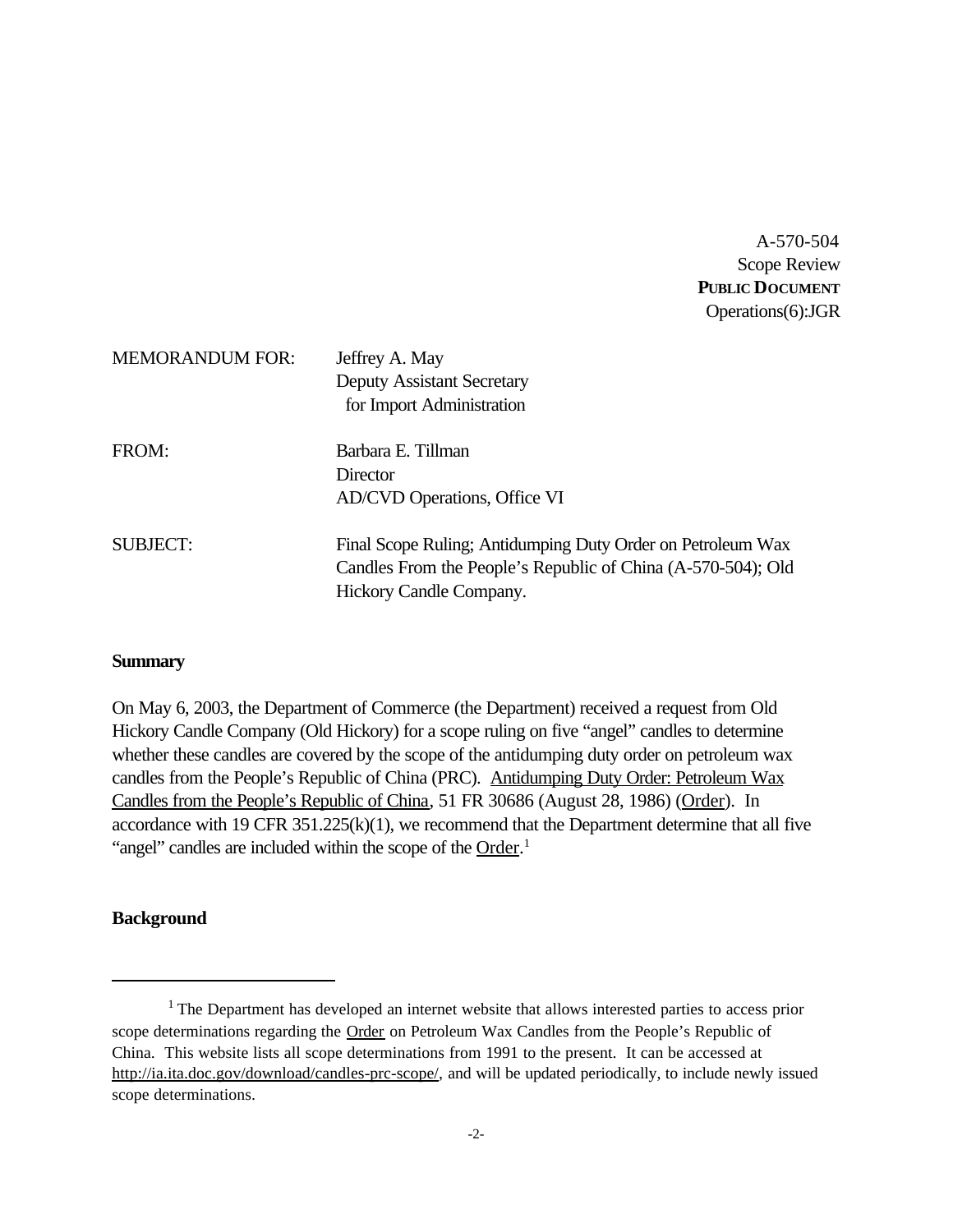A-570-504
Scope Review
**PUBLIC DOCUMENT**
Operations(6):JGR

MEMORANDUM FOR: Jeffrey A. May
Deputy Assistant Secretary
for Import Administration

FROM: Barbara E. Tillman
Director
AD/CVD Operations, Office VI

SUBJECT: Final Scope Ruling; Antidumping Duty Order on Petroleum Wax Candles From the People's Republic of China (A-570-504); Old Hickory Candle Company.

**Summary**

On May 6, 2003, the Department of Commerce (the Department) received a request from Old Hickory Candle Company (Old Hickory) for a scope ruling on five "angel" candles to determine whether these candles are covered by the scope of the antidumping duty order on petroleum wax candles from the People's Republic of China (PRC). Antidumping Duty Order: Petroleum Wax Candles from the People's Republic of China, 51 FR 30686 (August 28, 1986) (Order). In accordance with 19 CFR 351.225(k)(1), we recommend that the Department determine that all five "angel" candles are included within the scope of the Order.[1]

**Background**

[1] The Department has developed an internet website that allows interested parties to access prior scope determinations regarding the Order on Petroleum Wax Candles from the People's Republic of China. This website lists all scope determinations from 1991 to the present. It can be accessed at http://ia.ita.doc.gov/download/candles-prc-scope/, and will be updated periodically, to include newly issued scope determinations.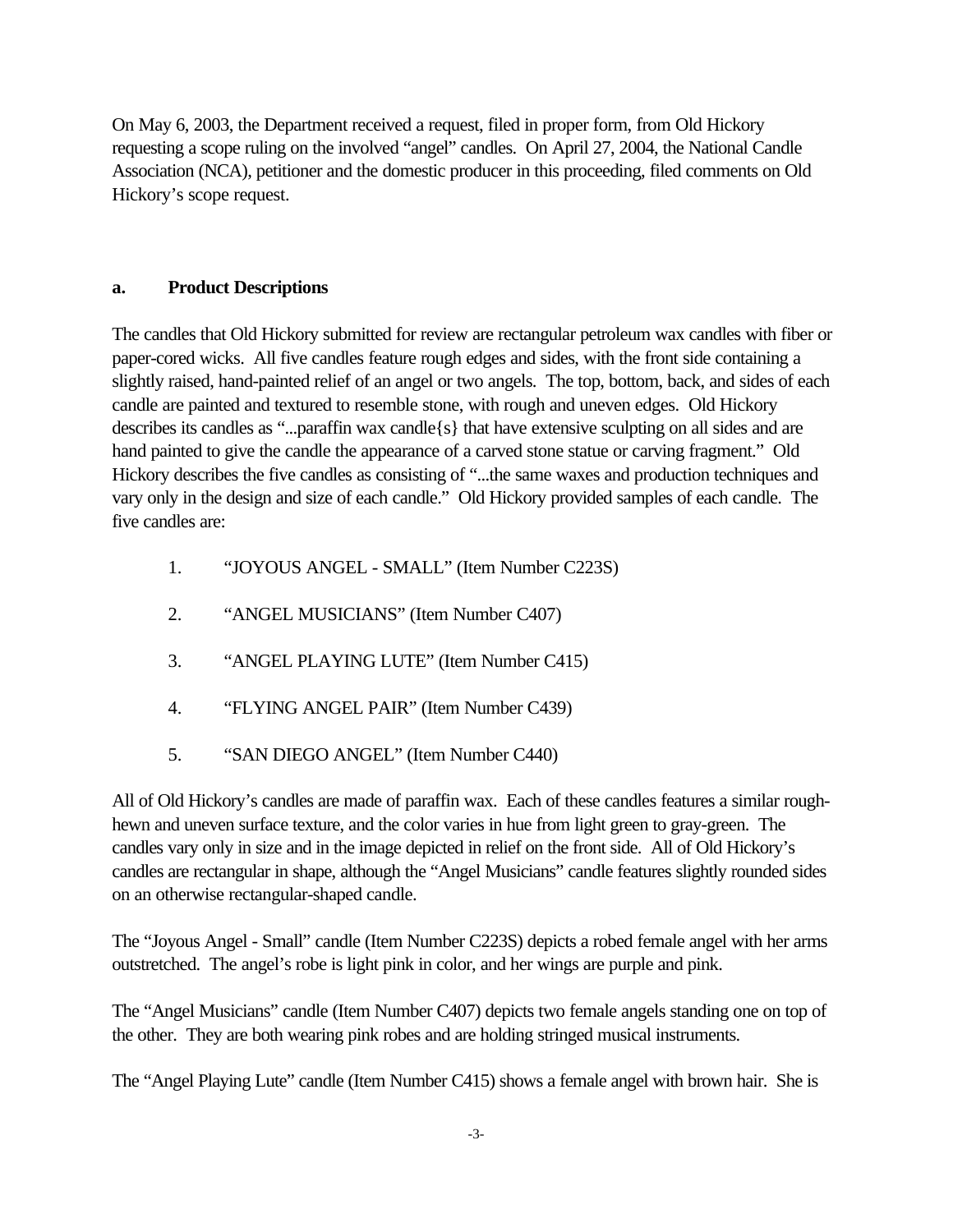On May 6, 2003, the Department received a request, filed in proper form, from Old Hickory requesting a scope ruling on the involved "angel" candles. On April 27, 2004, the National Candle Association (NCA), petitioner and the domestic producer in this proceeding, filed comments on Old Hickory's scope request.

**a. Product Descriptions**

The candles that Old Hickory submitted for review are rectangular petroleum wax candles with fiber or paper-cored wicks. All five candles feature rough edges and sides, with the front side containing a slightly raised, hand-painted relief of an angel or two angels. The top, bottom, back, and sides of each candle are painted and textured to resemble stone, with rough and uneven edges. Old Hickory describes its candles as "...paraffin wax candle{s} that have extensive sculpting on all sides and are hand painted to give the candle the appearance of a carved stone statue or carving fragment." Old Hickory describes the five candles as consisting of "...the same waxes and production techniques and vary only in the design and size of each candle." Old Hickory provided samples of each candle. The five candles are:

1. "JOYOUS ANGEL - SMALL" (Item Number C223S)
2. "ANGEL MUSICIANS" (Item Number C407)
3. "ANGEL PLAYING LUTE" (Item Number C415)
4. "FLYING ANGEL PAIR" (Item Number C439)
5. "SAN DIEGO ANGEL" (Item Number C440)

All of Old Hickory's candles are made of paraffin wax. Each of these candles features a similar rough-hewn and uneven surface texture, and the color varies in hue from light green to gray-green. The candles vary only in size and in the image depicted in relief on the front side. All of Old Hickory's candles are rectangular in shape, although the "Angel Musicians" candle features slightly rounded sides on an otherwise rectangular-shaped candle.

The "Joyous Angel - Small" candle (Item Number C223S) depicts a robed female angel with her arms outstretched. The angel's robe is light pink in color, and her wings are purple and pink.

The "Angel Musicians" candle (Item Number C407) depicts two female angels standing one on top of the other. They are both wearing pink robes and are holding stringed musical instruments.

The "Angel Playing Lute" candle (Item Number C415) shows a female angel with brown hair. She is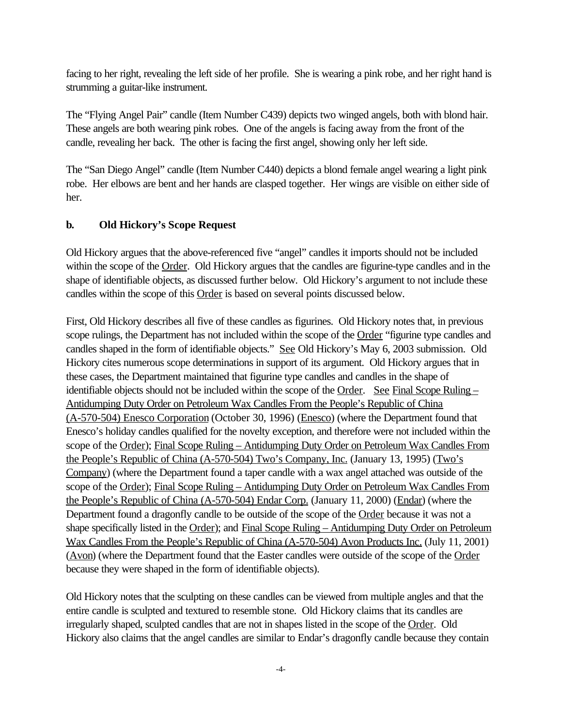facing to her right, revealing the left side of her profile. She is wearing a pink robe, and her right hand is strumming a guitar-like instrument.

The "Flying Angel Pair" candle (Item Number C439) depicts two winged angels, both with blond hair. These angels are both wearing pink robes. One of the angels is facing away from the front of the candle, revealing her back. The other is facing the first angel, showing only her left side.

The "San Diego Angel" candle (Item Number C440) depicts a blond female angel wearing a light pink robe. Her elbows are bent and her hands are clasped together. Her wings are visible on either side of her.

### b. Old Hickory's Scope Request

Old Hickory argues that the above-referenced five "angel" candles it imports should not be included within the scope of the Order. Old Hickory argues that the candles are figurine-type candles and in the shape of identifiable objects, as discussed further below. Old Hickory's argument to not include these candles within the scope of this Order is based on several points discussed below.

First, Old Hickory describes all five of these candles as figurines. Old Hickory notes that, in previous scope rulings, the Department has not included within the scope of the Order "figurine type candles and candles shaped in the form of identifiable objects." See Old Hickory's May 6, 2003 submission. Old Hickory cites numerous scope determinations in support of its argument. Old Hickory argues that in these cases, the Department maintained that figurine type candles and candles in the shape of identifiable objects should not be included within the scope of the Order. See Final Scope Ruling – Antidumping Duty Order on Petroleum Wax Candles From the People's Republic of China (A-570-504) Enesco Corporation (October 30, 1996) (Enesco) (where the Department found that Enesco's holiday candles qualified for the novelty exception, and therefore were not included within the scope of the Order); Final Scope Ruling – Antidumping Duty Order on Petroleum Wax Candles From the People's Republic of China (A-570-504) Two's Company, Inc. (January 13, 1995) (Two's Company) (where the Department found a taper candle with a wax angel attached was outside of the scope of the Order); Final Scope Ruling – Antidumping Duty Order on Petroleum Wax Candles From the People's Republic of China (A-570-504) Endar Corp. (January 11, 2000) (Endar) (where the Department found a dragonfly candle to be outside of the scope of the Order because it was not a shape specifically listed in the Order); and Final Scope Ruling – Antidumping Duty Order on Petroleum Wax Candles From the People's Republic of China (A-570-504) Avon Products Inc. (July 11, 2001) (Avon) (where the Department found that the Easter candles were outside of the scope of the Order because they were shaped in the form of identifiable objects).

Old Hickory notes that the sculpting on these candles can be viewed from multiple angles and that the entire candle is sculpted and textured to resemble stone. Old Hickory claims that its candles are irregularly shaped, sculpted candles that are not in shapes listed in the scope of the Order. Old Hickory also claims that the angel candles are similar to Endar's dragonfly candle because they contain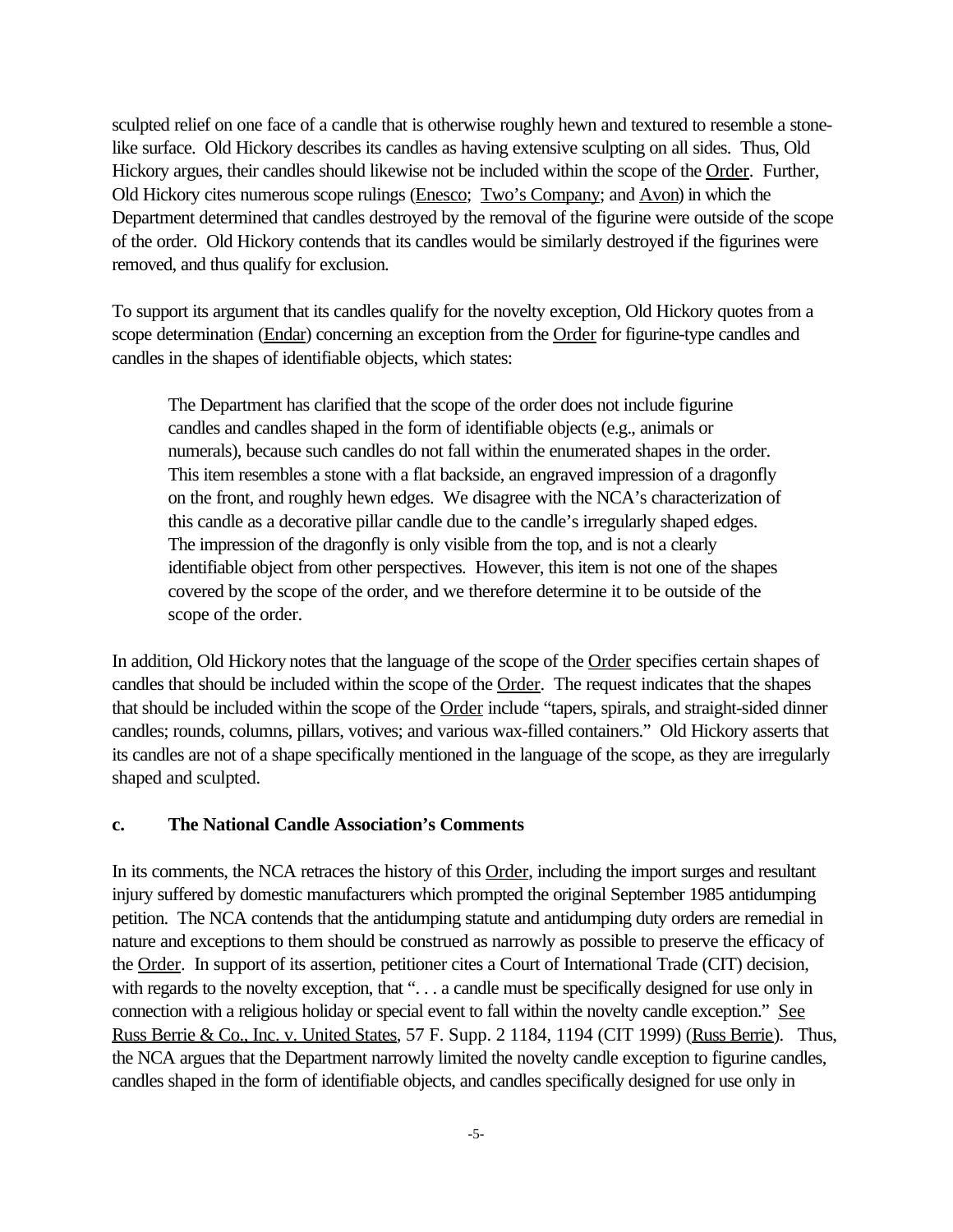sculpted relief on one face of a candle that is otherwise roughly hewn and textured to resemble a stone-like surface. Old Hickory describes its candles as having extensive sculpting on all sides. Thus, Old Hickory argues, their candles should likewise not be included within the scope of the Order. Further, Old Hickory cites numerous scope rulings (Enesco; Two's Company; and Avon) in which the Department determined that candles destroyed by the removal of the figurine were outside of the scope of the order. Old Hickory contends that its candles would be similarly destroyed if the figurines were removed, and thus qualify for exclusion.

To support its argument that its candles qualify for the novelty exception, Old Hickory quotes from a scope determination (Endar) concerning an exception from the Order for figurine-type candles and candles in the shapes of identifiable objects, which states:

> The Department has clarified that the scope of the order does not include figurine candles and candles shaped in the form of identifiable objects (e.g., animals or numerals), because such candles do not fall within the enumerated shapes in the order. This item resembles a stone with a flat backside, an engraved impression of a dragonfly on the front, and roughly hewn edges. We disagree with the NCA's characterization of this candle as a decorative pillar candle due to the candle's irregularly shaped edges. The impression of the dragonfly is only visible from the top, and is not a clearly identifiable object from other perspectives. However, this item is not one of the shapes covered by the scope of the order, and we therefore determine it to be outside of the scope of the order.

In addition, Old Hickory notes that the language of the scope of the Order specifies certain shapes of candles that should be included within the scope of the Order. The request indicates that the shapes that should be included within the scope of the Order include "tapers, spirals, and straight-sided dinner candles; rounds, columns, pillars, votives; and various wax-filled containers." Old Hickory asserts that its candles are not of a shape specifically mentioned in the language of the scope, as they are irregularly shaped and sculpted.

### c. The National Candle Association's Comments

In its comments, the NCA retraces the history of this Order, including the import surges and resultant injury suffered by domestic manufacturers which prompted the original September 1985 antidumping petition. The NCA contends that the antidumping statute and antidumping duty orders are remedial in nature and exceptions to them should be construed as narrowly as possible to preserve the efficacy of the Order. In support of its assertion, petitioner cites a Court of International Trade (CIT) decision, with regards to the novelty exception, that ". . . a candle must be specifically designed for use only in connection with a religious holiday or special event to fall within the novelty candle exception." See Russ Berrie & Co., Inc. v. United States, 57 F. Supp. 2 1184, 1194 (CIT 1999) (Russ Berrie). Thus, the NCA argues that the Department narrowly limited the novelty candle exception to figurine candles, candles shaped in the form of identifiable objects, and candles specifically designed for use only in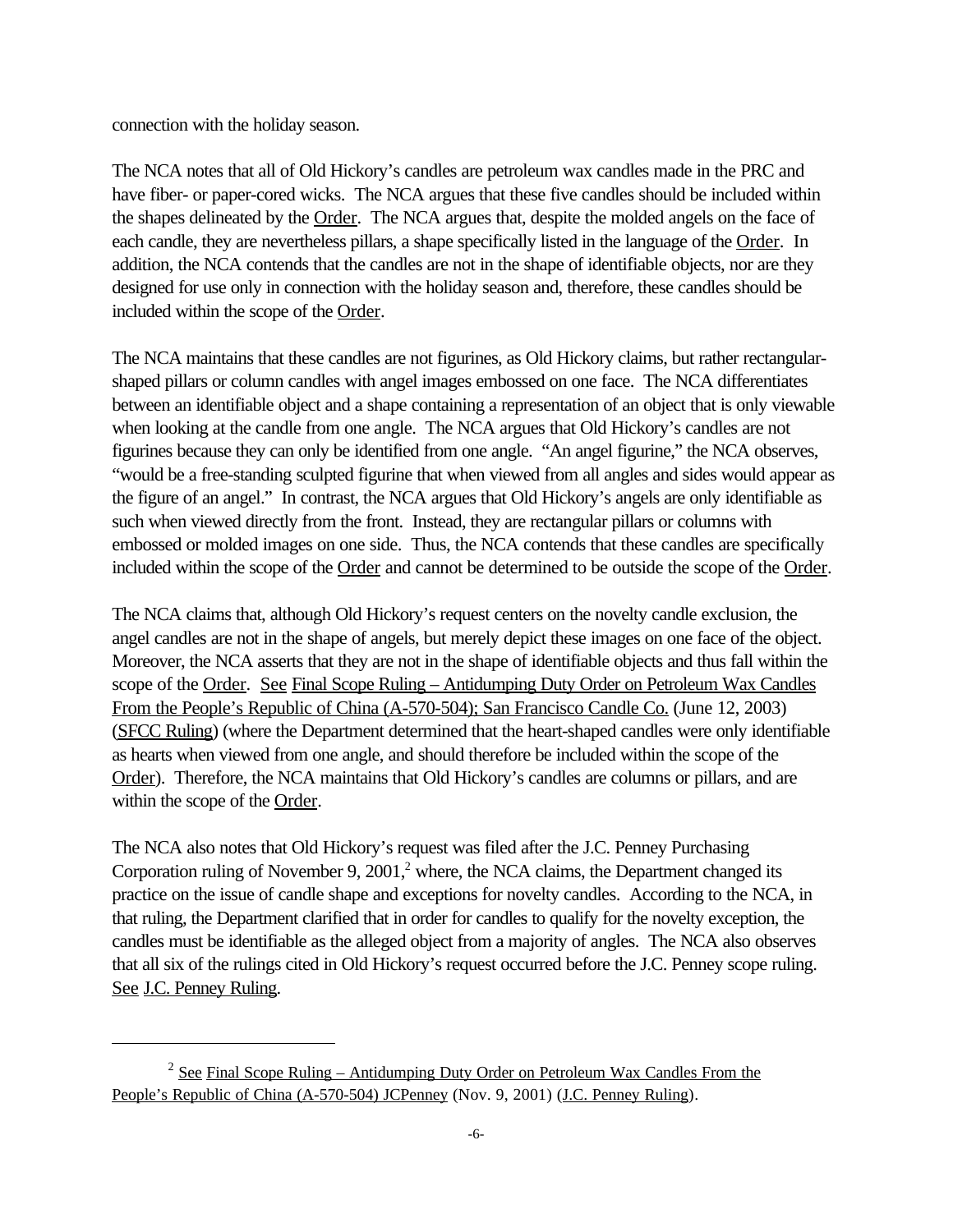connection with the holiday season.

The NCA notes that all of Old Hickory's candles are petroleum wax candles made in the PRC and have fiber- or paper-cored wicks. The NCA argues that these five candles should be included within the shapes delineated by the Order. The NCA argues that, despite the molded angels on the face of each candle, they are nevertheless pillars, a shape specifically listed in the language of the Order. In addition, the NCA contends that the candles are not in the shape of identifiable objects, nor are they designed for use only in connection with the holiday season and, therefore, these candles should be included within the scope of the Order.

The NCA maintains that these candles are not figurines, as Old Hickory claims, but rather rectangular-shaped pillars or column candles with angel images embossed on one face. The NCA differentiates between an identifiable object and a shape containing a representation of an object that is only viewable when looking at the candle from one angle. The NCA argues that Old Hickory's candles are not figurines because they can only be identified from one angle. "An angel figurine," the NCA observes, "would be a free-standing sculpted figurine that when viewed from all angles and sides would appear as the figure of an angel." In contrast, the NCA argues that Old Hickory's angels are only identifiable as such when viewed directly from the front. Instead, they are rectangular pillars or columns with embossed or molded images on one side. Thus, the NCA contends that these candles are specifically included within the scope of the Order and cannot be determined to be outside the scope of the Order.

The NCA claims that, although Old Hickory's request centers on the novelty candle exclusion, the angel candles are not in the shape of angels, but merely depict these images on one face of the object. Moreover, the NCA asserts that they are not in the shape of identifiable objects and thus fall within the scope of the Order. See Final Scope Ruling – Antidumping Duty Order on Petroleum Wax Candles From the People's Republic of China (A-570-504); San Francisco Candle Co. (June 12, 2003) (SFCC Ruling) (where the Department determined that the heart-shaped candles were only identifiable as hearts when viewed from one angle, and should therefore be included within the scope of the Order). Therefore, the NCA maintains that Old Hickory's candles are columns or pillars, and are within the scope of the Order.

The NCA also notes that Old Hickory's request was filed after the J.C. Penney Purchasing Corporation ruling of November 9, 2001,[2] where, the NCA claims, the Department changed its practice on the issue of candle shape and exceptions for novelty candles. According to the NCA, in that ruling, the Department clarified that in order for candles to qualify for the novelty exception, the candles must be identifiable as the alleged object from a majority of angles. The NCA also observes that all six of the rulings cited in Old Hickory's request occurred before the J.C. Penney scope ruling. See J.C. Penney Ruling.

---

[2] See Final Scope Ruling – Antidumping Duty Order on Petroleum Wax Candles From the People's Republic of China (A-570-504) JCPenney (Nov. 9, 2001) (J.C. Penney Ruling).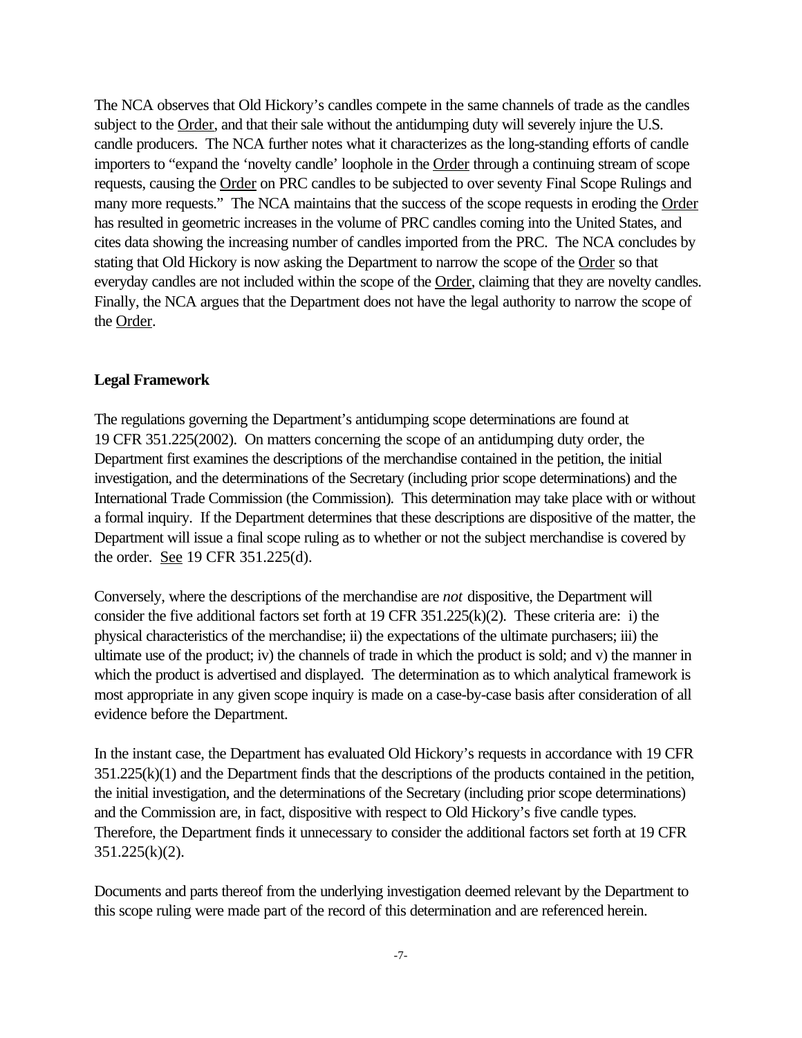The NCA observes that Old Hickory's candles compete in the same channels of trade as the candles subject to the Order, and that their sale without the antidumping duty will severely injure the U.S. candle producers. The NCA further notes what it characterizes as the long-standing efforts of candle importers to "expand the 'novelty candle' loophole in the Order through a continuing stream of scope requests, causing the Order on PRC candles to be subjected to over seventy Final Scope Rulings and many more requests." The NCA maintains that the success of the scope requests in eroding the Order has resulted in geometric increases in the volume of PRC candles coming into the United States, and cites data showing the increasing number of candles imported from the PRC. The NCA concludes by stating that Old Hickory is now asking the Department to narrow the scope of the Order so that everyday candles are not included within the scope of the Order, claiming that they are novelty candles. Finally, the NCA argues that the Department does not have the legal authority to narrow the scope of the Order.

**Legal Framework**

The regulations governing the Department's antidumping scope determinations are found at 19 CFR 351.225(2002). On matters concerning the scope of an antidumping duty order, the Department first examines the descriptions of the merchandise contained in the petition, the initial investigation, and the determinations of the Secretary (including prior scope determinations) and the International Trade Commission (the Commission). This determination may take place with or without a formal inquiry. If the Department determines that these descriptions are dispositive of the matter, the Department will issue a final scope ruling as to whether or not the subject merchandise is covered by the order. See 19 CFR 351.225(d).

Conversely, where the descriptions of the merchandise are *not* dispositive, the Department will consider the five additional factors set forth at 19 CFR 351.225(k)(2). These criteria are: i) the physical characteristics of the merchandise; ii) the expectations of the ultimate purchasers; iii) the ultimate use of the product; iv) the channels of trade in which the product is sold; and v) the manner in which the product is advertised and displayed. The determination as to which analytical framework is most appropriate in any given scope inquiry is made on a case-by-case basis after consideration of all evidence before the Department.

In the instant case, the Department has evaluated Old Hickory's requests in accordance with 19 CFR 351.225(k)(1) and the Department finds that the descriptions of the products contained in the petition, the initial investigation, and the determinations of the Secretary (including prior scope determinations) and the Commission are, in fact, dispositive with respect to Old Hickory's five candle types. Therefore, the Department finds it unnecessary to consider the additional factors set forth at 19 CFR 351.225(k)(2).

Documents and parts thereof from the underlying investigation deemed relevant by the Department to this scope ruling were made part of the record of this determination and are referenced herein.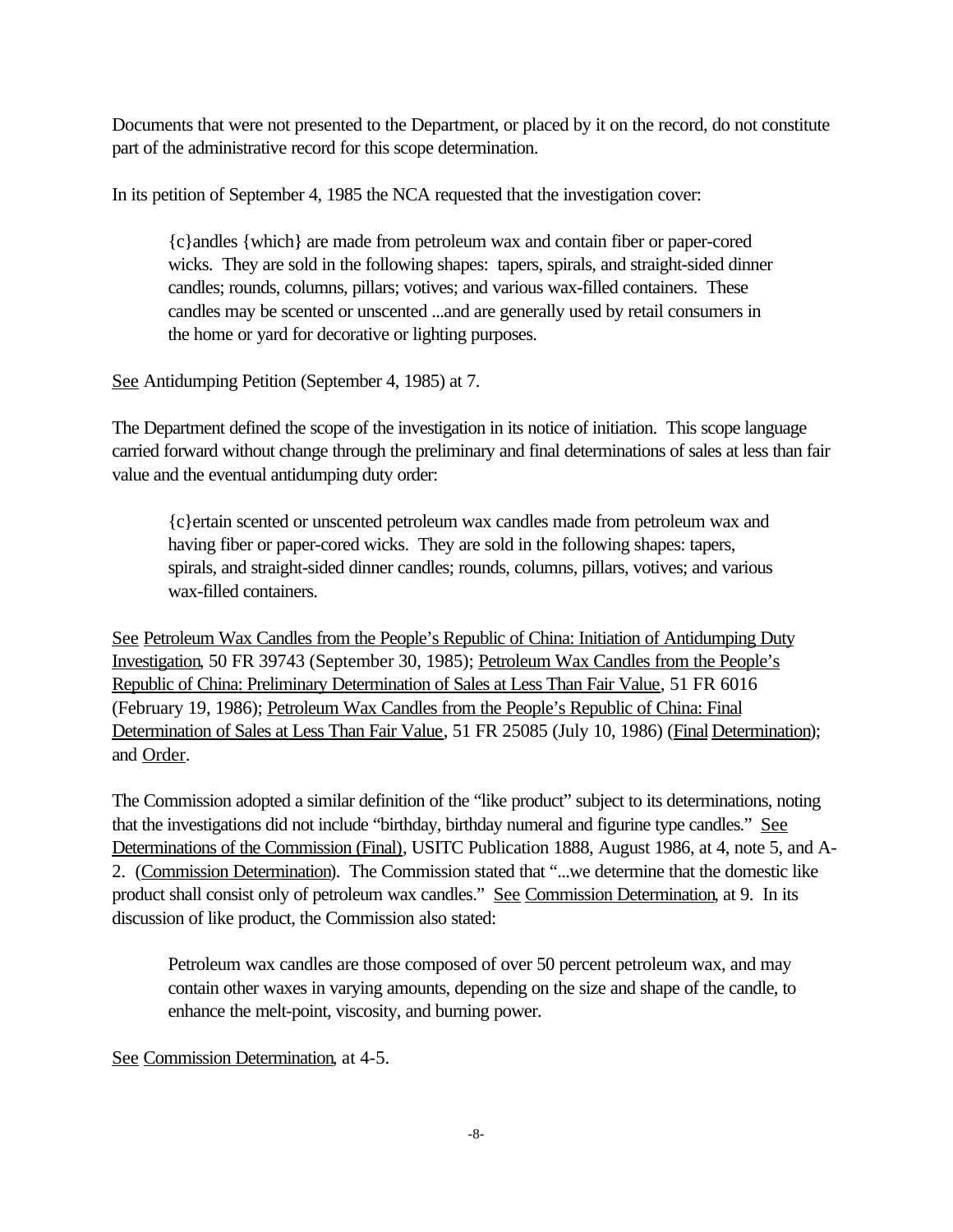Documents that were not presented to the Department, or placed by it on the record, do not constitute part of the administrative record for this scope determination.

In its petition of September 4, 1985 the NCA requested that the investigation cover:

> {c}andles {which} are made from petroleum wax and contain fiber or paper-cored wicks. They are sold in the following shapes: tapers, spirals, and straight-sided dinner candles; rounds, columns, pillars; votives; and various wax-filled containers. These candles may be scented or unscented ...and are generally used by retail consumers in the home or yard for decorative or lighting purposes.

See Antidumping Petition (September 4, 1985) at 7.

The Department defined the scope of the investigation in its notice of initiation. This scope language carried forward without change through the preliminary and final determinations of sales at less than fair value and the eventual antidumping duty order:

> {c}ertain scented or unscented petroleum wax candles made from petroleum wax and having fiber or paper-cored wicks. They are sold in the following shapes: tapers, spirals, and straight-sided dinner candles; rounds, columns, pillars, votives; and various wax-filled containers.

See Petroleum Wax Candles from the People's Republic of China: Initiation of Antidumping Duty Investigation, 50 FR 39743 (September 30, 1985); Petroleum Wax Candles from the People's Republic of China: Preliminary Determination of Sales at Less Than Fair Value, 51 FR 6016 (February 19, 1986); Petroleum Wax Candles from the People's Republic of China: Final Determination of Sales at Less Than Fair Value, 51 FR 25085 (July 10, 1986) (Final Determination); and Order.

The Commission adopted a similar definition of the "like product" subject to its determinations, noting that the investigations did not include "birthday, birthday numeral and figurine type candles." See Determinations of the Commission (Final), USITC Publication 1888, August 1986, at 4, note 5, and A-2. (Commission Determination). The Commission stated that "...we determine that the domestic like product shall consist only of petroleum wax candles." See Commission Determination, at 9. In its discussion of like product, the Commission also stated:

> Petroleum wax candles are those composed of over 50 percent petroleum wax, and may contain other waxes in varying amounts, depending on the size and shape of the candle, to enhance the melt-point, viscosity, and burning power.

See Commission Determination, at 4-5.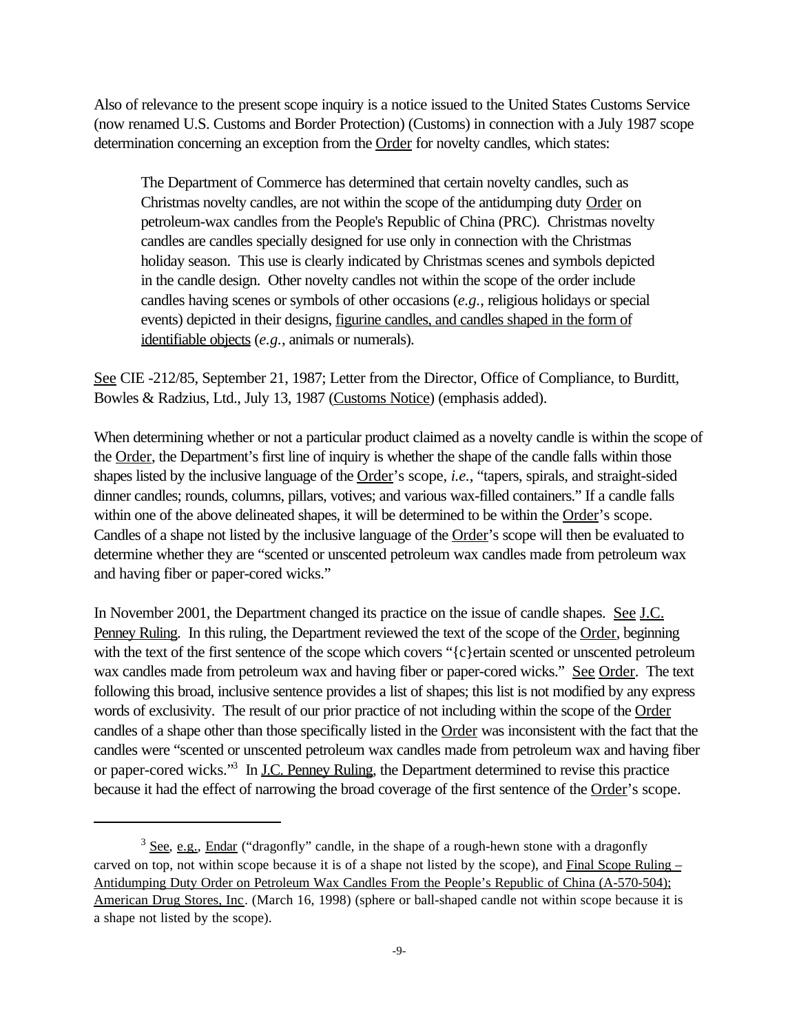Also of relevance to the present scope inquiry is a notice issued to the United States Customs Service (now renamed U.S. Customs and Border Protection) (Customs) in connection with a July 1987 scope determination concerning an exception from the Order for novelty candles, which states:

> The Department of Commerce has determined that certain novelty candles, such as Christmas novelty candles, are not within the scope of the antidumping duty Order on petroleum-wax candles from the People's Republic of China (PRC). Christmas novelty candles are candles specially designed for use only in connection with the Christmas holiday season. This use is clearly indicated by Christmas scenes and symbols depicted in the candle design. Other novelty candles not within the scope of the order include candles having scenes or symbols of other occasions (*e.g.*, religious holidays or special events) depicted in their designs, figurine candles, and candles shaped in the form of identifiable objects (*e.g.*, animals or numerals).

See CIE -212/85, September 21, 1987; Letter from the Director, Office of Compliance, to Burditt, Bowles & Radzius, Ltd., July 13, 1987 (Customs Notice) (emphasis added).

When determining whether or not a particular product claimed as a novelty candle is within the scope of the Order, the Department's first line of inquiry is whether the shape of the candle falls within those shapes listed by the inclusive language of the Order's scope, *i.e.*, "tapers, spirals, and straight-sided dinner candles; rounds, columns, pillars, votives; and various wax-filled containers." If a candle falls within one of the above delineated shapes, it will be determined to be within the Order's scope. Candles of a shape not listed by the inclusive language of the Order's scope will then be evaluated to determine whether they are "scented or unscented petroleum wax candles made from petroleum wax and having fiber or paper-cored wicks."

In November 2001, the Department changed its practice on the issue of candle shapes. See J.C. Penney Ruling. In this ruling, the Department reviewed the text of the scope of the Order, beginning with the text of the first sentence of the scope which covers "{c}ertain scented or unscented petroleum wax candles made from petroleum wax and having fiber or paper-cored wicks." See Order. The text following this broad, inclusive sentence provides a list of shapes; this list is not modified by any express words of exclusivity. The result of our prior practice of not including within the scope of the Order candles of a shape other than those specifically listed in the Order was inconsistent with the fact that the candles were "scented or unscented petroleum wax candles made from petroleum wax and having fiber or paper-cored wicks."[3] In J.C. Penney Ruling, the Department determined to revise this practice because it had the effect of narrowing the broad coverage of the first sentence of the Order's scope.

---

[3] See, e.g., Endar ("dragonfly" candle, in the shape of a rough-hewn stone with a dragonfly carved on top, not within scope because it is of a shape not listed by the scope), and Final Scope Ruling – Antidumping Duty Order on Petroleum Wax Candles From the People's Republic of China (A-570-504); American Drug Stores, Inc. (March 16, 1998) (sphere or ball-shaped candle not within scope because it is a shape not listed by the scope).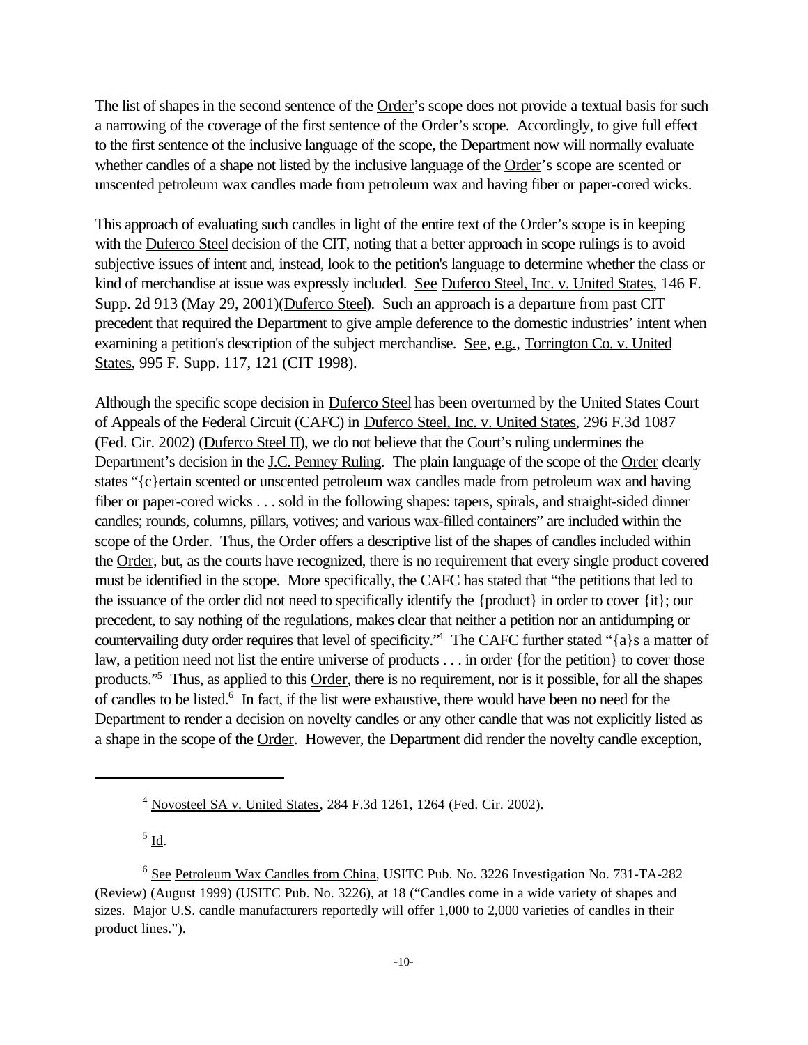The list of shapes in the second sentence of the Order's scope does not provide a textual basis for such a narrowing of the coverage of the first sentence of the Order's scope. Accordingly, to give full effect to the first sentence of the inclusive language of the scope, the Department now will normally evaluate whether candles of a shape not listed by the inclusive language of the Order's scope are scented or unscented petroleum wax candles made from petroleum wax and having fiber or paper-cored wicks.

This approach of evaluating such candles in light of the entire text of the Order's scope is in keeping with the Duferco Steel decision of the CIT, noting that a better approach in scope rulings is to avoid subjective issues of intent and, instead, look to the petition's language to determine whether the class or kind of merchandise at issue was expressly included. See Duferco Steel, Inc. v. United States, 146 F. Supp. 2d 913 (May 29, 2001)(Duferco Steel). Such an approach is a departure from past CIT precedent that required the Department to give ample deference to the domestic industries' intent when examining a petition's description of the subject merchandise. See, e.g., Torrington Co. v. United States, 995 F. Supp. 117, 121 (CIT 1998).

Although the specific scope decision in Duferco Steel has been overturned by the United States Court of Appeals of the Federal Circuit (CAFC) in Duferco Steel, Inc. v. United States, 296 F.3d 1087 (Fed. Cir. 2002) (Duferco Steel II), we do not believe that the Court's ruling undermines the Department's decision in the J.C. Penney Ruling. The plain language of the scope of the Order clearly states "{c}ertain scented or unscented petroleum wax candles made from petroleum wax and having fiber or paper-cored wicks . . . sold in the following shapes: tapers, spirals, and straight-sided dinner candles; rounds, columns, pillars, votives; and various wax-filled containers" are included within the scope of the Order. Thus, the Order offers a descriptive list of the shapes of candles included within the Order, but, as the courts have recognized, there is no requirement that every single product covered must be identified in the scope. More specifically, the CAFC has stated that "the petitions that led to the issuance of the order did not need to specifically identify the {product} in order to cover {it}; our precedent, to say nothing of the regulations, makes clear that neither a petition nor an antidumping or countervailing duty order requires that level of specificity."[4] The CAFC further stated "{a}s a matter of law, a petition need not list the entire universe of products . . . in order {for the petition} to cover those products."[5] Thus, as applied to this Order, there is no requirement, nor is it possible, for all the shapes of candles to be listed.[6] In fact, if the list were exhaustive, there would have been no need for the Department to render a decision on novelty candles or any other candle that was not explicitly listed as a shape in the scope of the Order. However, the Department did render the novelty candle exception,

---

[4] Novosteel SA v. United States, 284 F.3d 1261, 1264 (Fed. Cir. 2002).

[5] Id.

[6] See Petroleum Wax Candles from China, USITC Pub. No. 3226 Investigation No. 731-TA-282 (Review) (August 1999) (USITC Pub. No. 3226), at 18 ("Candles come in a wide variety of shapes and sizes. Major U.S. candle manufacturers reportedly will offer 1,000 to 2,000 varieties of candles in their product lines.").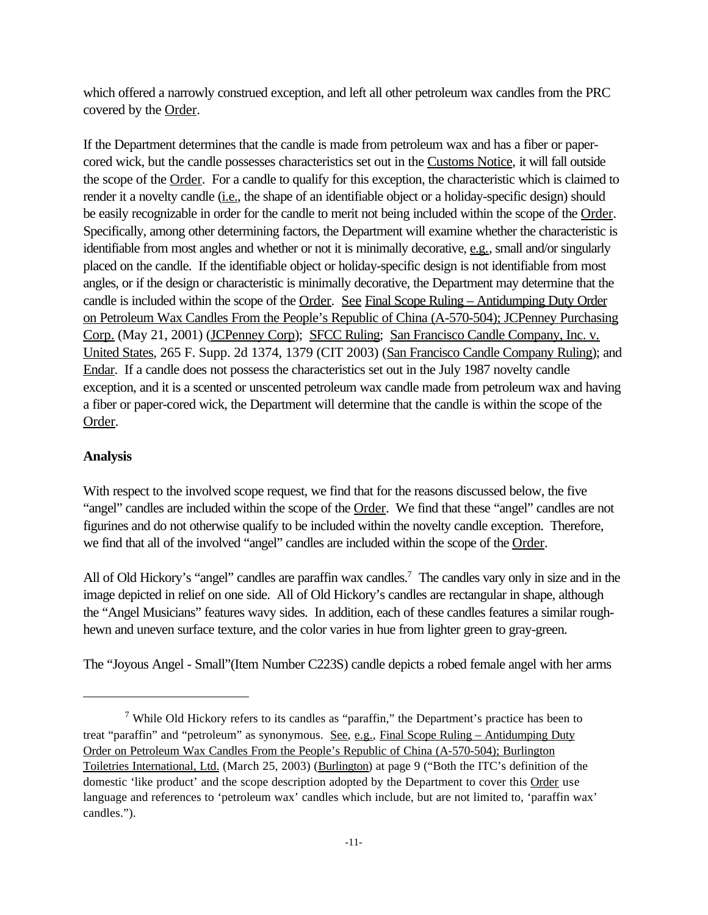which offered a narrowly construed exception, and left all other petroleum wax candles from the PRC covered by the Order.

If the Department determines that the candle is made from petroleum wax and has a fiber or paper-cored wick, but the candle possesses characteristics set out in the Customs Notice, it will fall outside the scope of the Order. For a candle to qualify for this exception, the characteristic which is claimed to render it a novelty candle (i.e., the shape of an identifiable object or a holiday-specific design) should be easily recognizable in order for the candle to merit not being included within the scope of the Order. Specifically, among other determining factors, the Department will examine whether the characteristic is identifiable from most angles and whether or not it is minimally decorative, e.g., small and/or singularly placed on the candle. If the identifiable object or holiday-specific design is not identifiable from most angles, or if the design or characteristic is minimally decorative, the Department may determine that the candle is included within the scope of the Order. See Final Scope Ruling – Antidumping Duty Order on Petroleum Wax Candles From the People's Republic of China (A-570-504); JCPenney Purchasing Corp. (May 21, 2001) (JCPenney Corp); SFCC Ruling; San Francisco Candle Company, Inc. v. United States, 265 F. Supp. 2d 1374, 1379 (CIT 2003) (San Francisco Candle Company Ruling); and Endar. If a candle does not possess the characteristics set out in the July 1987 novelty candle exception, and it is a scented or unscented petroleum wax candle made from petroleum wax and having a fiber or paper-cored wick, the Department will determine that the candle is within the scope of the Order.

**Analysis**

With respect to the involved scope request, we find that for the reasons discussed below, the five "angel" candles are included within the scope of the Order. We find that these "angel" candles are not figurines and do not otherwise qualify to be included within the novelty candle exception. Therefore, we find that all of the involved "angel" candles are included within the scope of the Order.

All of Old Hickory's "angel" candles are paraffin wax candles.[7] The candles vary only in size and in the image depicted in relief on one side. All of Old Hickory's candles are rectangular in shape, although the "Angel Musicians" features wavy sides. In addition, each of these candles features a similar rough-hewn and uneven surface texture, and the color varies in hue from lighter green to gray-green.

The "Joyous Angel - Small"(Item Number C223S) candle depicts a robed female angel with her arms

[7] While Old Hickory refers to its candles as "paraffin," the Department's practice has been to treat "paraffin" and "petroleum" as synonymous. See, e.g., Final Scope Ruling – Antidumping Duty Order on Petroleum Wax Candles From the People's Republic of China (A-570-504); Burlington Toiletries International, Ltd. (March 25, 2003) (Burlington) at page 9 ("Both the ITC's definition of the domestic 'like product' and the scope description adopted by the Department to cover this Order use language and references to 'petroleum wax' candles which include, but are not limited to, 'paraffin wax' candles.").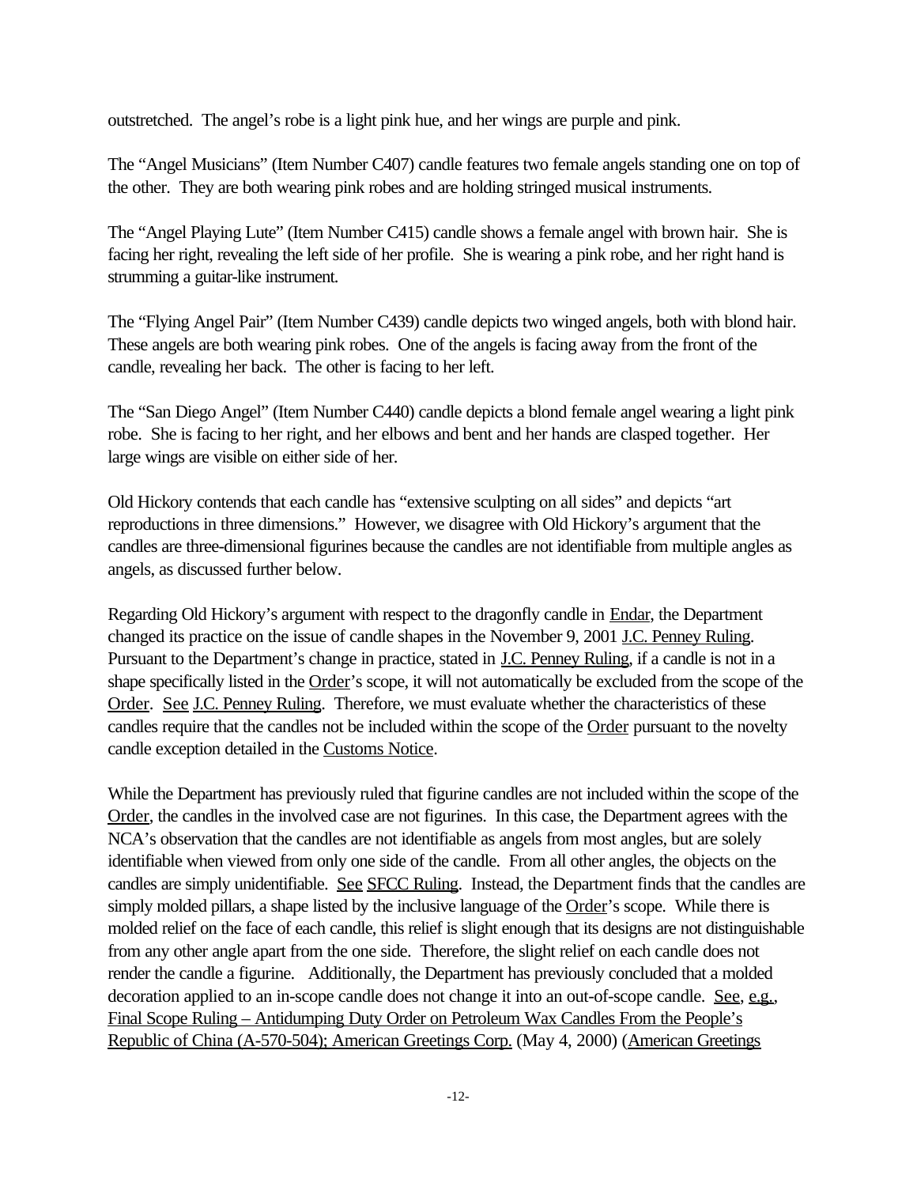outstretched. The angel's robe is a light pink hue, and her wings are purple and pink.

The "Angel Musicians" (Item Number C407) candle features two female angels standing one on top of the other. They are both wearing pink robes and are holding stringed musical instruments.

The "Angel Playing Lute" (Item Number C415) candle shows a female angel with brown hair. She is facing her right, revealing the left side of her profile. She is wearing a pink robe, and her right hand is strumming a guitar-like instrument.

The "Flying Angel Pair" (Item Number C439) candle depicts two winged angels, both with blond hair. These angels are both wearing pink robes. One of the angels is facing away from the front of the candle, revealing her back. The other is facing to her left.

The "San Diego Angel" (Item Number C440) candle depicts a blond female angel wearing a light pink robe. She is facing to her right, and her elbows and bent and her hands are clasped together. Her large wings are visible on either side of her.

Old Hickory contends that each candle has "extensive sculpting on all sides" and depicts "art reproductions in three dimensions." However, we disagree with Old Hickory's argument that the candles are three-dimensional figurines because the candles are not identifiable from multiple angles as angels, as discussed further below.

Regarding Old Hickory's argument with respect to the dragonfly candle in Endar, the Department changed its practice on the issue of candle shapes in the November 9, 2001 J.C. Penney Ruling. Pursuant to the Department's change in practice, stated in J.C. Penney Ruling, if a candle is not in a shape specifically listed in the Order's scope, it will not automatically be excluded from the scope of the Order. See J.C. Penney Ruling. Therefore, we must evaluate whether the characteristics of these candles require that the candles not be included within the scope of the Order pursuant to the novelty candle exception detailed in the Customs Notice.

While the Department has previously ruled that figurine candles are not included within the scope of the Order, the candles in the involved case are not figurines. In this case, the Department agrees with the NCA's observation that the candles are not identifiable as angels from most angles, but are solely identifiable when viewed from only one side of the candle. From all other angles, the objects on the candles are simply unidentifiable. See SFCC Ruling. Instead, the Department finds that the candles are simply molded pillars, a shape listed by the inclusive language of the Order's scope. While there is molded relief on the face of each candle, this relief is slight enough that its designs are not distinguishable from any other angle apart from the one side. Therefore, the slight relief on each candle does not render the candle a figurine. Additionally, the Department has previously concluded that a molded decoration applied to an in-scope candle does not change it into an out-of-scope candle. See, e.g., Final Scope Ruling – Antidumping Duty Order on Petroleum Wax Candles From the People's Republic of China (A-570-504); American Greetings Corp. (May 4, 2000) (American Greetings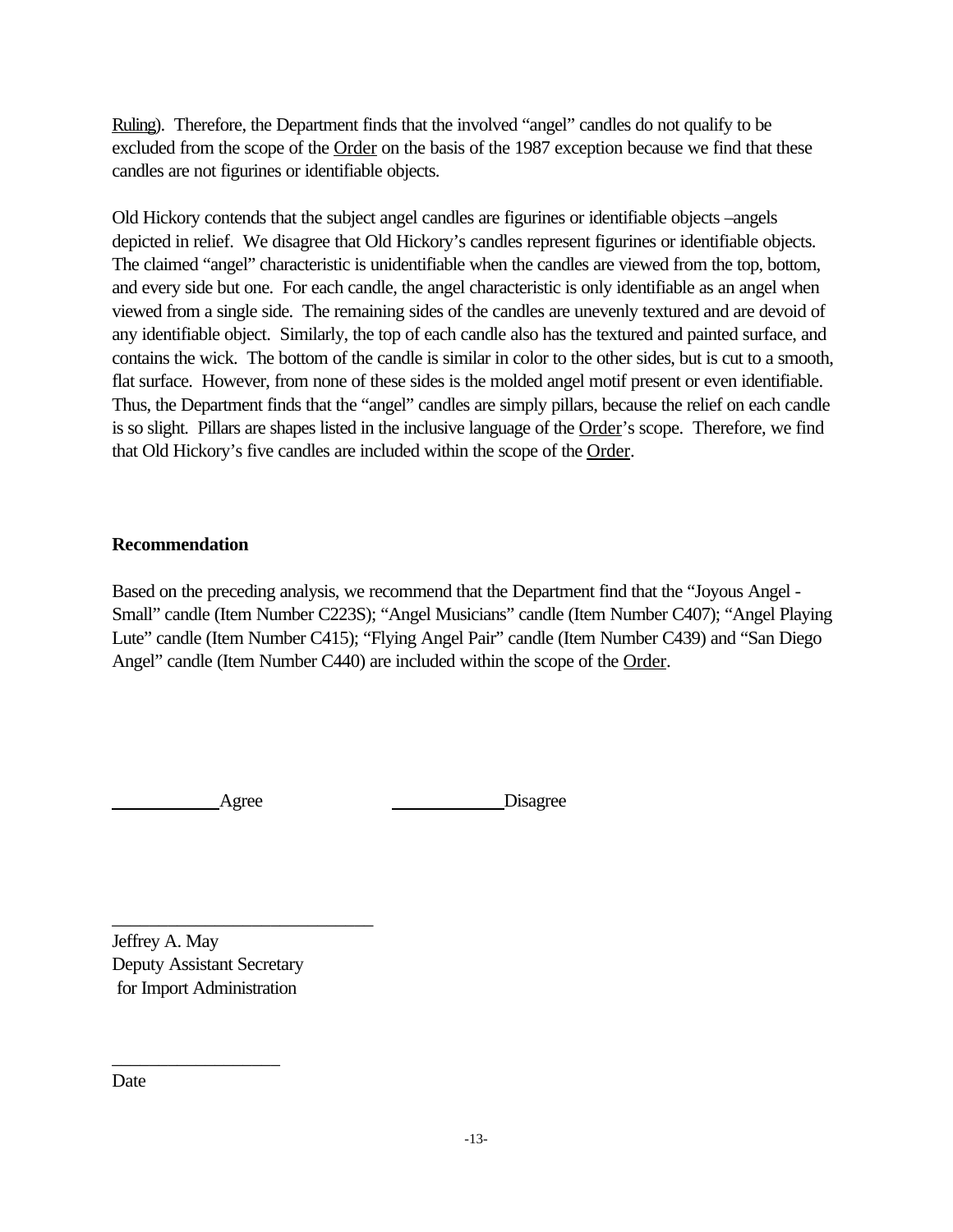Ruling). Therefore, the Department finds that the involved "angel" candles do not qualify to be excluded from the scope of the Order on the basis of the 1987 exception because we find that these candles are not figurines or identifiable objects.

Old Hickory contends that the subject angel candles are figurines or identifiable objects –angels depicted in relief. We disagree that Old Hickory's candles represent figurines or identifiable objects. The claimed "angel" characteristic is unidentifiable when the candles are viewed from the top, bottom, and every side but one. For each candle, the angel characteristic is only identifiable as an angel when viewed from a single side. The remaining sides of the candles are unevenly textured and are devoid of any identifiable object. Similarly, the top of each candle also has the textured and painted surface, and contains the wick. The bottom of the candle is similar in color to the other sides, but is cut to a smooth, flat surface. However, from none of these sides is the molded angel motif present or even identifiable. Thus, the Department finds that the "angel" candles are simply pillars, because the relief on each candle is so slight. Pillars are shapes listed in the inclusive language of the Order's scope. Therefore, we find that Old Hickory's five candles are included within the scope of the Order.

**Recommendation**

Based on the preceding analysis, we recommend that the Department find that the "Joyous Angel - Small" candle (Item Number C223S); "Angel Musicians" candle (Item Number C407); "Angel Playing Lute" candle (Item Number C415); "Flying Angel Pair" candle (Item Number C439) and "San Diego Angel" candle (Item Number C440) are included within the scope of the Order.

\_\_\_\_\_\_\_\_\_\_\_\_ Agree　　　　　　\_\_\_\_\_\_\_\_\_\_\_\_ Disagree

\_\_\_\_\_\_\_\_\_\_\_\_\_\_\_\_\_\_\_\_\_\_\_\_\_\_\_\_\_\_

Jeffrey A. May
Deputy Assistant Secretary
for Import Administration

\_\_\_\_\_\_\_\_\_\_\_\_\_\_\_\_\_\_\_

Date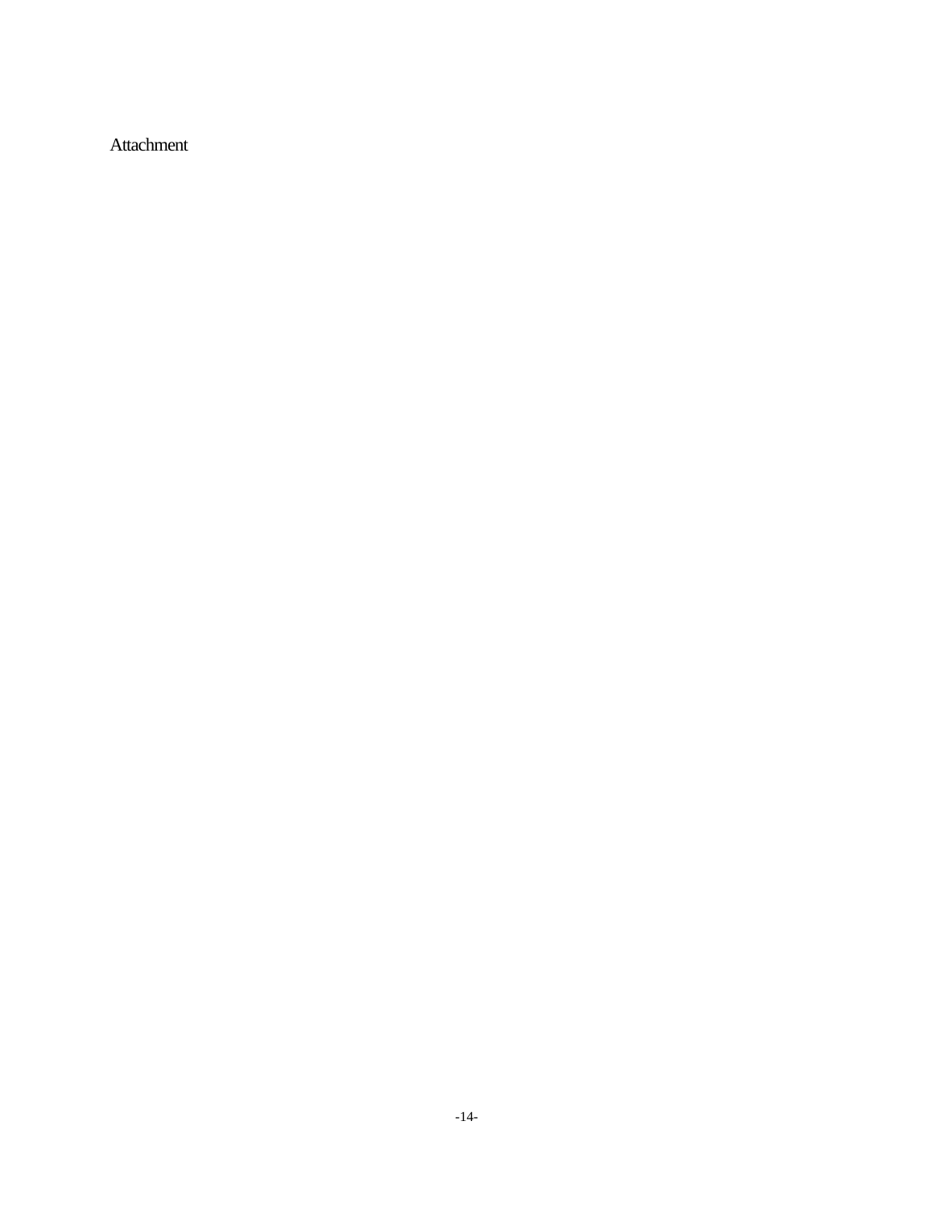Attachment